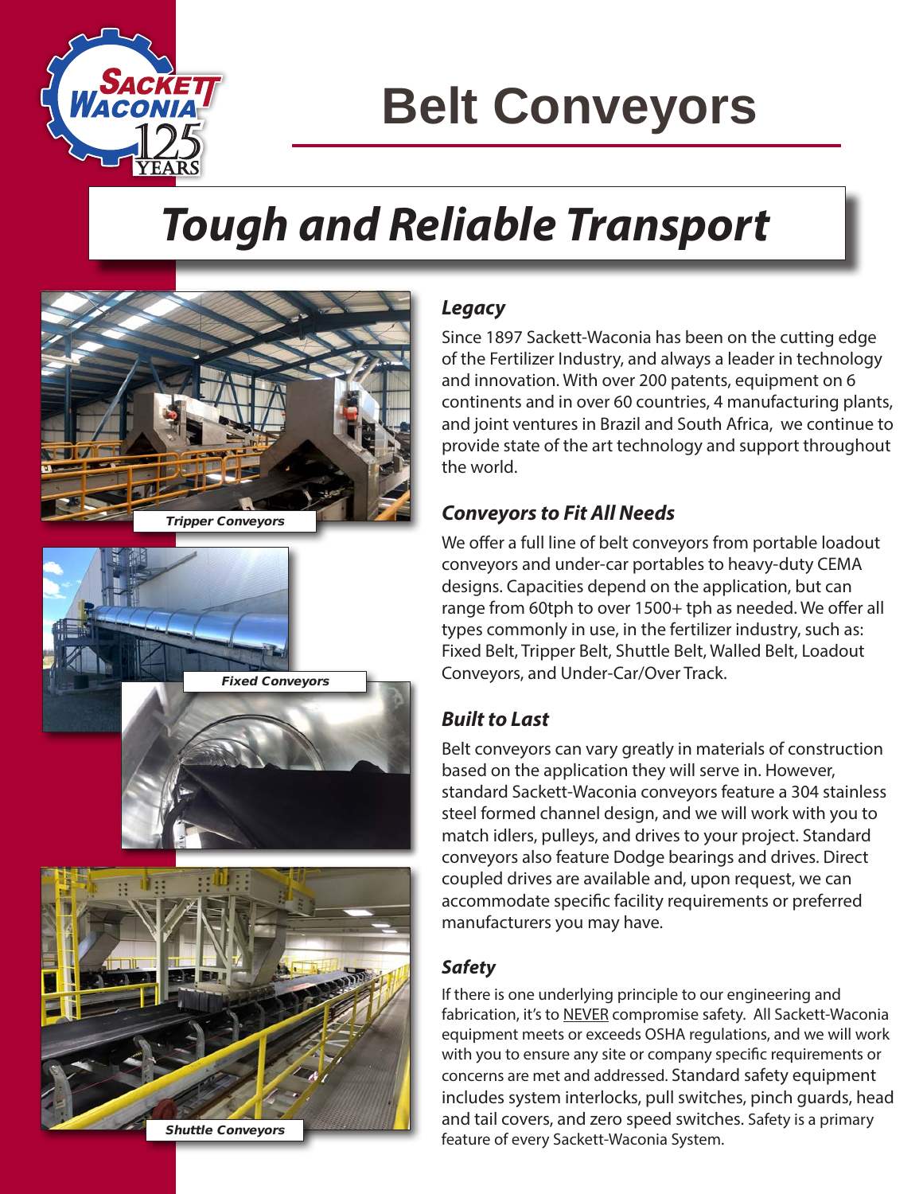# Belt Conveyors

## Tough and Reliable Transport

Tripper Conveyors

Fixed Conveyors

Shuttle Conveyors

### Legacy

Since 1897 Sackett-Waconia has been on the cutting edge of the Fertilizer Industry, and always a leader in technology and innovation. With over 200 patents, equipment on 6 continents and in over 60 countries, 4 manufacturing plants, and joint ventures in Brazil and South Africa, we continue to provide state of the art technology and support throughout the world.

### Conveyors to Fit All Needs

We offer a full line of belt conveyors from portable loadout conveyors and under-car portables to heavy-duty CEMA designs. Capacities depend on the application, but can range from 60tph to over 1500+ tph as needed. We offer all types commonly in use, in the fertilizer industry, such as: Fixed Belt, Tripper Belt, Shuttle Belt, Walled Belt, Loadout Conveyors, and Under-Car/Over Track.

### Built to Last

Belt conveyors can vary greatly in materials of construction based on the application they will serve in. However, standard Sackett-Waconia conveyors feature a 304 stainless steel formed channel design, and we will work with you to match idlers, pulleys, and drives to your project. Standard conveyors also feature Dodge bearings and drives. Direct coupled drives are available and, upon request, we can accommodate specific facility requirements or preferred manufacturers you may have.

### Safety

If there is one underlying principle to our engineering and fabrication, it's to NEVER compromise safety. All Sackett-Waconia equipment meets or exceeds OSHA regulations, and we will work with you to ensure any site or company specific requirements or concerns are met and addressed. Standard safety equipment includes system interlocks, pull switches, pinch guards, head and tail covers, and zero speed switches. Safety is a primary feature of every Sackett-Waconia System.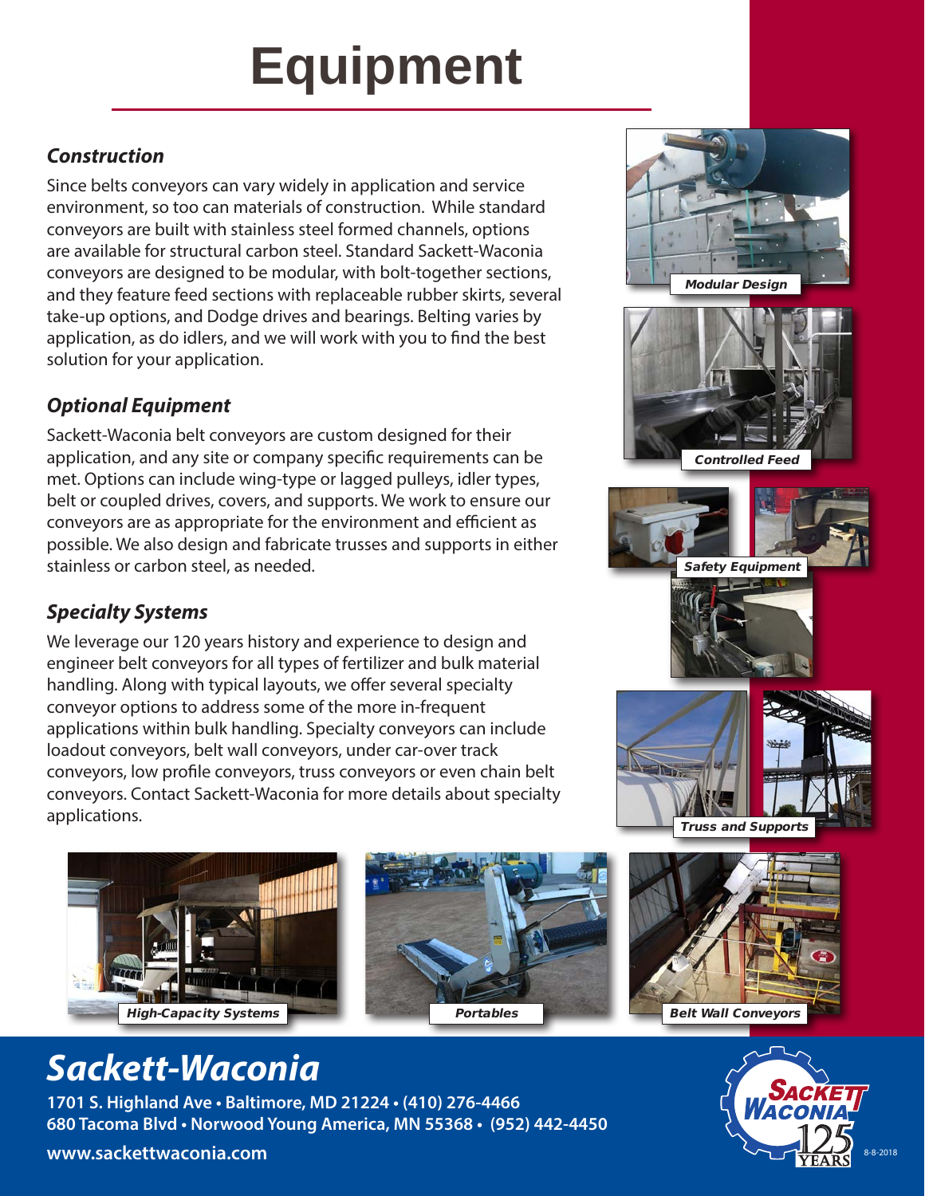# Equipment

### *Construction*

Since belts conveyors can vary widely in application and service environment, so too can materials of construction. While standard conveyors are built with stainless steel formed channels, options are available for structural carbon steel. Standard Sackett-Waconia conveyors are designed to be modular, with bolt-together sections, and they feature feed sections with replaceable rubber skirts, several take-up options, and Dodge drives and bearings. Belting varies by application, as do idlers, and we will work with you to find the best solution for your application.

### *Optional Equipment*

Sackett-Waconia belt conveyors are custom designed for their application, and any site or company specific requirements can be met. Options can include wing-type or lagged pulleys, idler types, belt or coupled drives, covers, and supports. We work to ensure our conveyors are as appropriate for the environment and efficient as possible. We also design and fabricate trusses and supports in either stainless or carbon steel, as needed.

### *Specialty Systems*

We leverage our 120 years history and experience to design and engineer belt conveyors for all types of fertilizer and bulk material handling. Along with typical layouts, we offer several specialty conveyor options to address some of the more in-frequent applications within bulk handling. Specialty conveyors can include loadout conveyors, belt wall conveyors, under car-over track conveyors, low profile conveyors, truss conveyors or even chain belt conveyors. Contact Sackett-Waconia for more details about specialty applications.

*Modular Design*

*Controlled Feed*

*Safety Equipment*

*Truss and Supports*

*High-Capacity Systems*

*Portables*

*Belt Wall Conveyors*

## *Sackett-Waconia*

**1701 S. Highland Ave • Baltimore, MD 21224 • (410) 276-4466**
**680 Tacoma Blvd • Norwood Young America, MN 55368 • (952) 442-4450**

**www.sackettwaconia.com**

Sackett Waconia 125 Years

8-8-2018